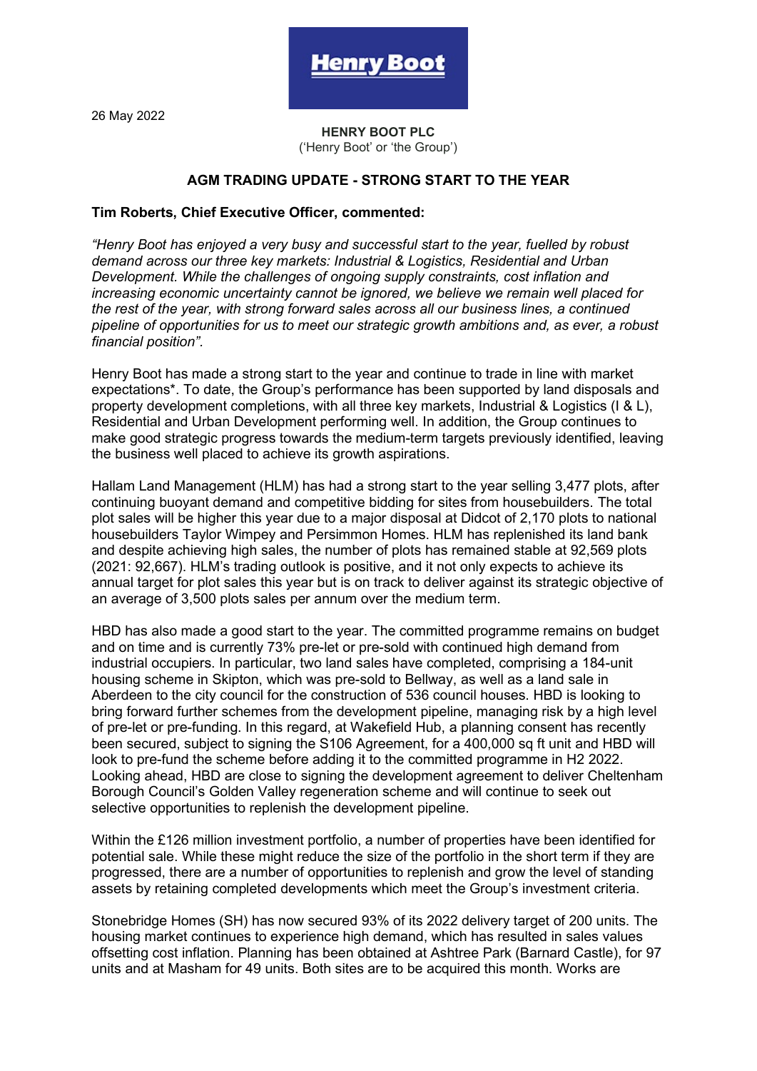26 May 2022

**HENRY BOOT PLC**
('Henry Boot' or 'the Group')

## AGM TRADING UPDATE - STRONG START TO THE YEAR

**Tim Roberts, Chief Executive Officer, commented:**

*"Henry Boot has enjoyed a very busy and successful start to the year, fuelled by robust demand across our three key markets: Industrial & Logistics, Residential and Urban Development. While the challenges of ongoing supply constraints, cost inflation and increasing economic uncertainty cannot be ignored, we believe we remain well placed for the rest of the year, with strong forward sales across all our business lines, a continued pipeline of opportunities for us to meet our strategic growth ambitions and, as ever, a robust financial position".*

Henry Boot has made a strong start to the year and continue to trade in line with market expectations*. To date, the Group's performance has been supported by land disposals and property development completions, with all three key markets, Industrial & Logistics (I & L), Residential and Urban Development performing well. In addition, the Group continues to make good strategic progress towards the medium-term targets previously identified, leaving the business well placed to achieve its growth aspirations.

Hallam Land Management (HLM) has had a strong start to the year selling 3,477 plots, after continuing buoyant demand and competitive bidding for sites from housebuilders. The total plot sales will be higher this year due to a major disposal at Didcot of 2,170 plots to national housebuilders Taylor Wimpey and Persimmon Homes. HLM has replenished its land bank and despite achieving high sales, the number of plots has remained stable at 92,569 plots (2021: 92,667). HLM's trading outlook is positive, and it not only expects to achieve its annual target for plot sales this year but is on track to deliver against its strategic objective of an average of 3,500 plots sales per annum over the medium term.

HBD has also made a good start to the year. The committed programme remains on budget and on time and is currently 73% pre-let or pre-sold with continued high demand from industrial occupiers. In particular, two land sales have completed, comprising a 184-unit housing scheme in Skipton, which was pre-sold to Bellway, as well as a land sale in Aberdeen to the city council for the construction of 536 council houses. HBD is looking to bring forward further schemes from the development pipeline, managing risk by a high level of pre-let or pre-funding. In this regard, at Wakefield Hub, a planning consent has recently been secured, subject to signing the S106 Agreement, for a 400,000 sq ft unit and HBD will look to pre-fund the scheme before adding it to the committed programme in H2 2022. Looking ahead, HBD are close to signing the development agreement to deliver Cheltenham Borough Council's Golden Valley regeneration scheme and will continue to seek out selective opportunities to replenish the development pipeline.

Within the £126 million investment portfolio, a number of properties have been identified for potential sale. While these might reduce the size of the portfolio in the short term if they are progressed, there are a number of opportunities to replenish and grow the level of standing assets by retaining completed developments which meet the Group's investment criteria.

Stonebridge Homes (SH) has now secured 93% of its 2022 delivery target of 200 units. The housing market continues to experience high demand, which has resulted in sales values offsetting cost inflation. Planning has been obtained at Ashtree Park (Barnard Castle), for 97 units and at Masham for 49 units. Both sites are to be acquired this month. Works are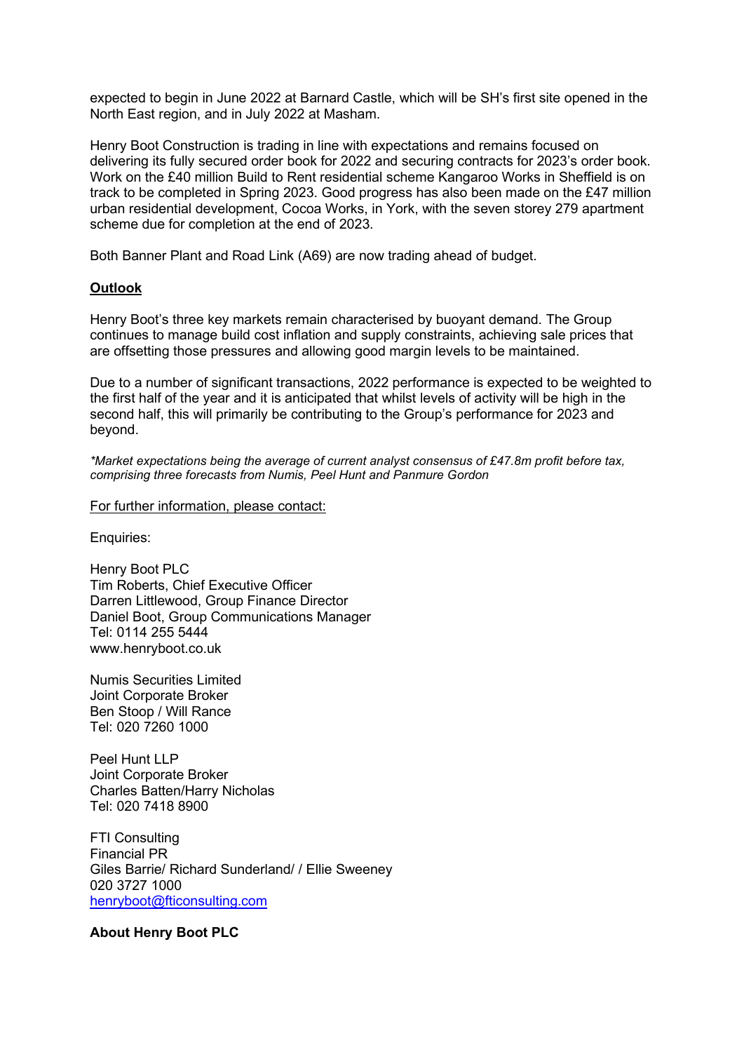expected to begin in June 2022 at Barnard Castle, which will be SH's first site opened in the North East region, and in July 2022 at Masham.

Henry Boot Construction is trading in line with expectations and remains focused on delivering its fully secured order book for 2022 and securing contracts for 2023's order book. Work on the £40 million Build to Rent residential scheme Kangaroo Works in Sheffield is on track to be completed in Spring 2023. Good progress has also been made on the £47 million urban residential development, Cocoa Works, in York, with the seven storey 279 apartment scheme due for completion at the end of 2023.

Both Banner Plant and Road Link (A69) are now trading ahead of budget.

**Outlook**

Henry Boot's three key markets remain characterised by buoyant demand. The Group continues to manage build cost inflation and supply constraints, achieving sale prices that are offsetting those pressures and allowing good margin levels to be maintained.

Due to a number of significant transactions, 2022 performance is expected to be weighted to the first half of the year and it is anticipated that whilst levels of activity will be high in the second half, this will primarily be contributing to the Group's performance for 2023 and beyond.

*\*Market expectations being the average of current analyst consensus of £47.8m profit before tax, comprising three forecasts from Numis, Peel Hunt and Panmure Gordon*

For further information, please contact:

Enquiries:

Henry Boot PLC
Tim Roberts, Chief Executive Officer
Darren Littlewood, Group Finance Director
Daniel Boot, Group Communications Manager
Tel: 0114 255 5444
www.henryboot.co.uk

Numis Securities Limited
Joint Corporate Broker
Ben Stoop / Will Rance
Tel: 020 7260 1000

Peel Hunt LLP
Joint Corporate Broker
Charles Batten/Harry Nicholas
Tel: 020 7418 8900

FTI Consulting
Financial PR
Giles Barrie/ Richard Sunderland/ / Ellie Sweeney
020 3727 1000
henryboot@fticonsulting.com

**About Henry Boot PLC**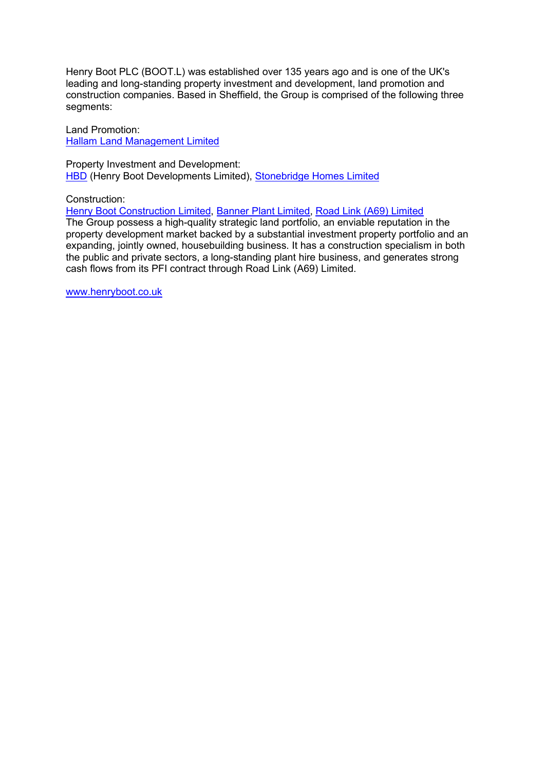Henry Boot PLC (BOOT.L) was established over 135 years ago and is one of the UK's leading and long-standing property investment and development, land promotion and construction companies. Based in Sheffield, the Group is comprised of the following three segments:

Land Promotion:
Hallam Land Management Limited

Property Investment and Development:
HBD (Henry Boot Developments Limited), Stonebridge Homes Limited

Construction:
Henry Boot Construction Limited, Banner Plant Limited, Road Link (A69) Limited
The Group possess a high-quality strategic land portfolio, an enviable reputation in the property development market backed by a substantial investment property portfolio and an expanding, jointly owned, housebuilding business. It has a construction specialism in both the public and private sectors, a long-standing plant hire business, and generates strong cash flows from its PFI contract through Road Link (A69) Limited.

www.henryboot.co.uk